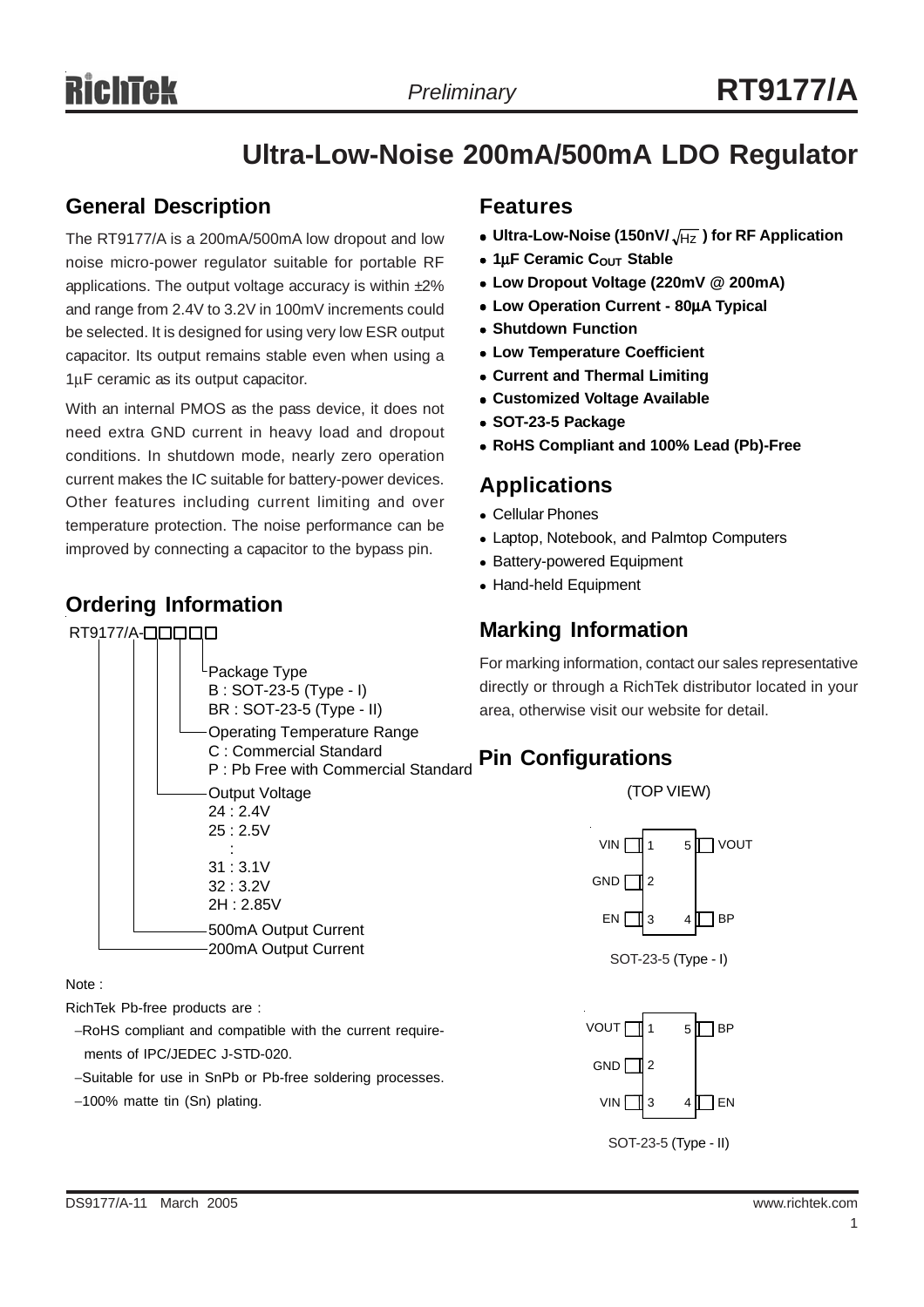# Ultra-Low-Noise 200mA/500mA LDO Regulator

## General Description

The RT9177/A is a 200mA/500mA low dropout and low noise micro-power regulator suitable for portable RF applications. The output voltage accuracy is within ±2% and range from 2.4V to 3.2V in 100mV increments could be selected. It is designed for using very low ESR output capacitor. Its output remains stable even when using a 1μF ceramic as its output capacitor.

With an internal PMOS as the pass device, it does not need extra GND current in heavy load and dropout conditions. In shutdown mode, nearly zero operation current makes the IC suitable for battery-power devices. Other features including current limiting and over temperature protection. The noise performance can be improved by connecting a capacitor to the bypass pin.

## Ordering Information

RT9177/A-□□□□□

- Package Type
  - B : SOT-23-5 (Type - I)
  - BR : SOT-23-5 (Type - II)
- Operating Temperature Range
  - C : Commercial Standard
  - P : Pb Free with Commercial Standard
- Output Voltage
  - 24 : 2.4V
  - 25 : 2.5V
  - :
  - 31 : 3.1V
  - 32 : 3.2V
  - 2H : 2.85V
- 500mA Output Current
- 200mA Output Current

Note :

RichTek Pb-free products are :

- RoHS compliant and compatible with the current requirements of IPC/JEDEC J-STD-020.
- Suitable for use in SnPb or Pb-free soldering processes.
- 100% matte tin (Sn) plating.

## Features

- **Ultra-Low-Noise (150nV/$\sqrt{Hz}$) for RF Application**
- **1μF Ceramic $C_{OUT}$ Stable**
- **Low Dropout Voltage (220mV @ 200mA)**
- **Low Operation Current - 80μA Typical**
- **Shutdown Function**
- **Low Temperature Coefficient**
- **Current and Thermal Limiting**
- **Customized Voltage Available**
- **SOT-23-5 Package**
- **RoHS Compliant and 100% Lead (Pb)-Free**

## Applications

- Cellular Phones
- Laptop, Notebook, and Palmtop Computers
- Battery-powered Equipment
- Hand-held Equipment

## Marking Information

For marking information, contact our sales representative directly or through a RichTek distributor located in your area, otherwise visit our website for detail.

## Pin Configurations

(TOP VIEW)

| Pin | Name |
|---|---|
| 1 | VIN |
| 2 | GND |
| 3 | EN |
| 4 | BP |
| 5 | VOUT |

SOT-23-5 (Type - I)

| Pin | Name |
|---|---|
| 1 | VOUT |
| 2 | GND |
| 3 | VIN |
| 4 | EN |
| 5 | BP |

SOT-23-5 (Type - II)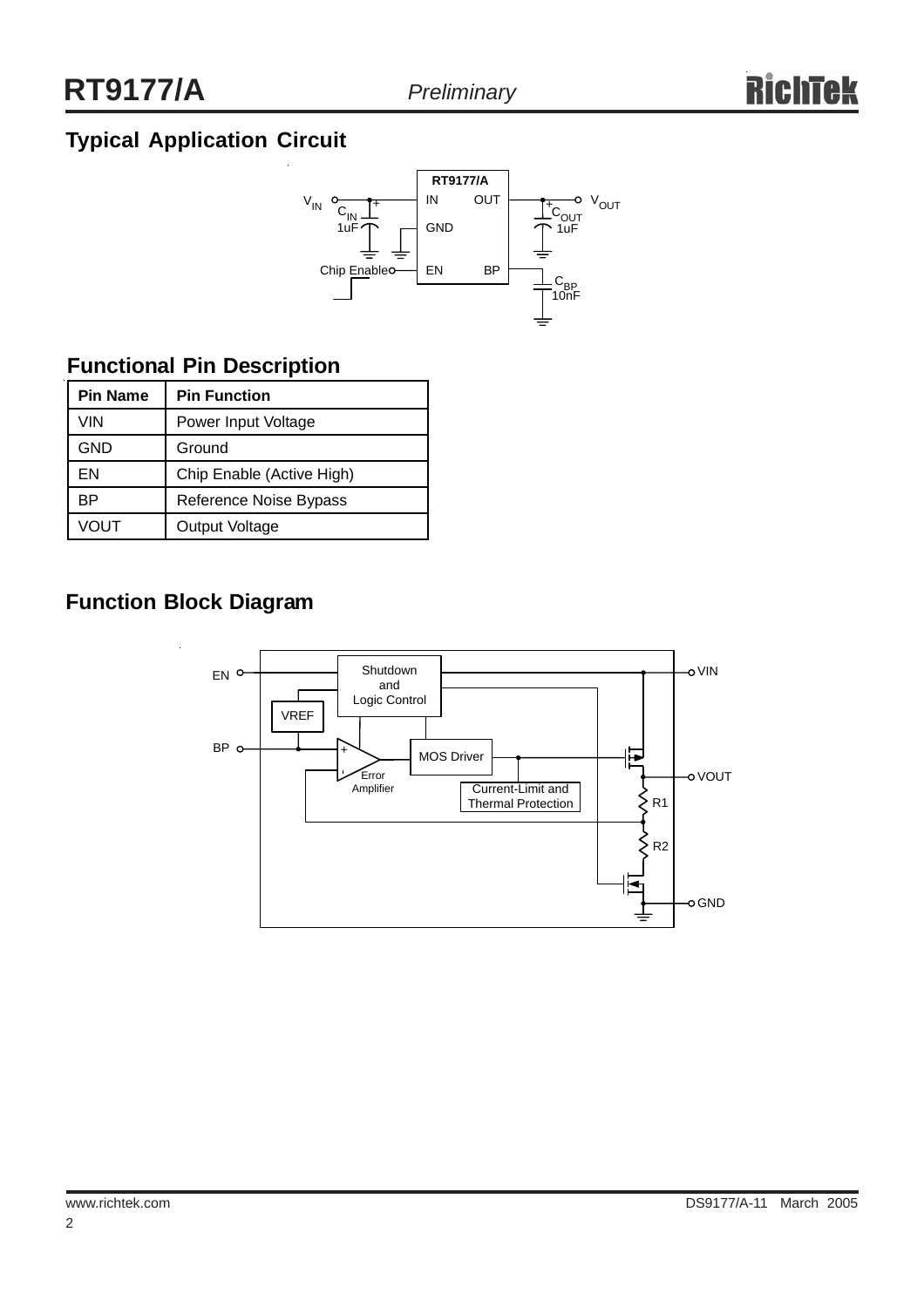## Typical Application Circuit

## Functional Pin Description

| Pin Name | Pin Function |
|---|---|
| VIN | Power Input Voltage |
| GND | Ground |
| EN | Chip Enable (Active High) |
| BP | Reference Noise Bypass |
| VOUT | Output Voltage |

## Function Block Diagram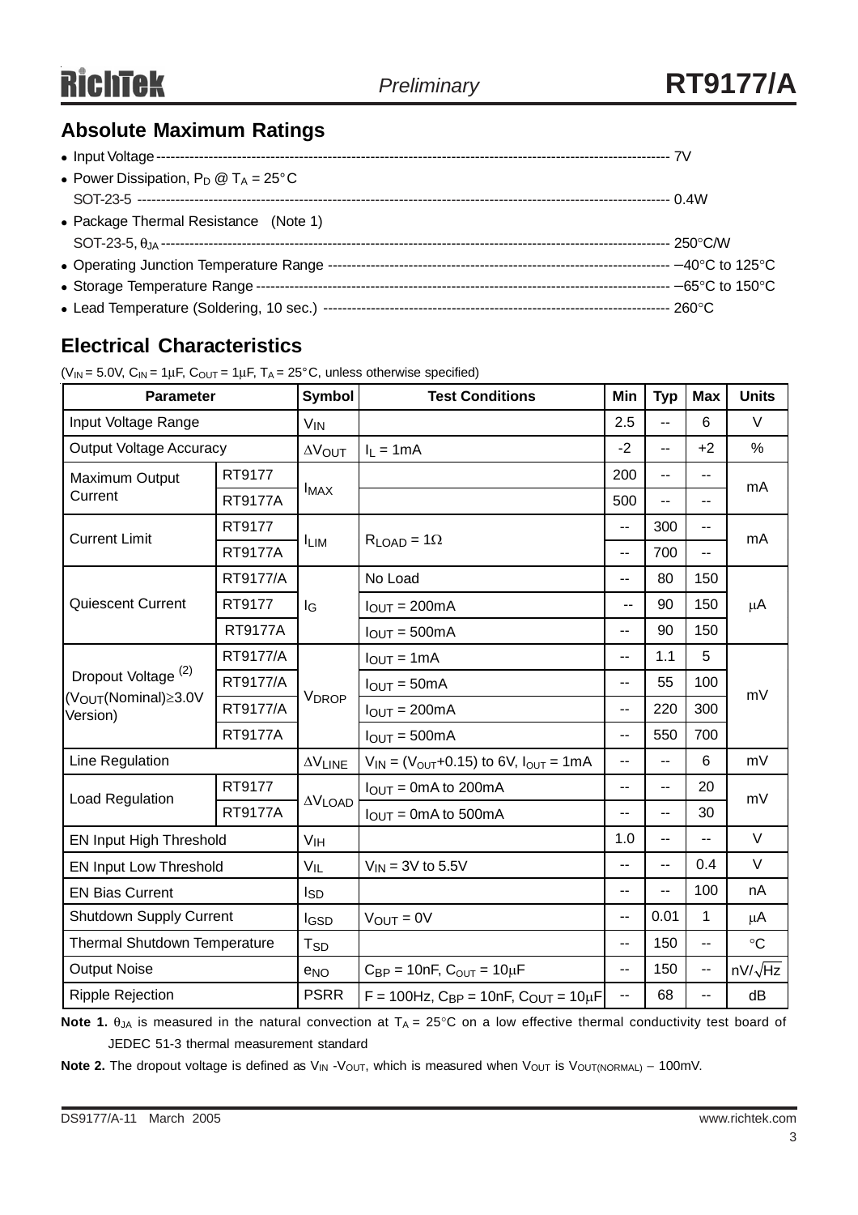## Absolute Maximum Ratings

- Input Voltage ------------------------------------------------------------------------------------------------------------ 7V
- Power Dissipation, $P_D$ @ $T_A = 25°C$
  SOT-23-5 ------------------------------------------------------------------------------------------------------------ 0.4W
- Package Thermal Resistance (Note 1)
  SOT-23-5, $\theta_{JA}$ ------------------------------------------------------------------------------------------------------------ 250°C/W
- Operating Junction Temperature Range ------------------------------------------------------------------------ −40°C to 125°C
- Storage Temperature Range ------------------------------------------------------------------------------------ −65°C to 150°C
- Lead Temperature (Soldering, 10 sec.) ----------------------------------------------------------------------- 260°C

## Electrical Characteristics

($V_{IN}$ = 5.0V, $C_{IN}$ = 1μF, $C_{OUT}$ = 1μF, $T_A$ = 25°C, unless otherwise specified)

| Parameter | | Symbol | Test Conditions | Min | Typ | Max | Units |
|---|---|---|---|---|---|---|---|
| Input Voltage Range | | $V_{IN}$ | | 2.5 | -- | 6 | V |
| Output Voltage Accuracy | | $\Delta V_{OUT}$ | $I_L$ = 1mA | -2 | -- | +2 | % |
| Maximum Output Current | RT9177 | $I_{MAX}$ | | 200 | -- | -- | mA |
| | RT9177A | | | 500 | -- | -- | |
| Current Limit | RT9177 | $I_{LIM}$ | $R_{LOAD}$ = 1Ω | -- | 300 | -- | mA |
| | RT9177A | | | -- | 700 | -- | |
| Quiescent Current | RT9177/A | $I_G$ | No Load | -- | 80 | 150 | μA |
| | RT9177 | | $I_{OUT}$ = 200mA | -- | 90 | 150 | |
| | RT9177A | | $I_{OUT}$ = 500mA | -- | 90 | 150 | |
| Dropout Voltage (2) ($V_{OUT}$(Nominal)≥3.0V Version) | RT9177/A | $V_{DROP}$ | $I_{OUT}$ = 1mA | -- | 1.1 | 5 | mV |
| | RT9177/A | | $I_{OUT}$ = 50mA | -- | 55 | 100 | |
| | RT9177/A | | $I_{OUT}$ = 200mA | -- | 220 | 300 | |
| | RT9177A | | $I_{OUT}$ = 500mA | -- | 550 | 700 | |
| Line Regulation | | $\Delta V_{LINE}$ | $V_{IN}$ = ($V_{OUT}$+0.15) to 6V, $I_{OUT}$ = 1mA | -- | -- | 6 | mV |
| Load Regulation | RT9177 | $\Delta V_{LOAD}$ | $I_{OUT}$ = 0mA to 200mA | -- | -- | 20 | mV |
| | RT9177A | | $I_{OUT}$ = 0mA to 500mA | -- | -- | 30 | |
| EN Input High Threshold | | $V_{IH}$ | | 1.0 | -- | -- | V |
| EN Input Low Threshold | | $V_{IL}$ | $V_{IN}$ = 3V to 5.5V | -- | -- | 0.4 | V |
| EN Bias Current | | $I_{SD}$ | | -- | -- | 100 | nA |
| Shutdown Supply Current | | $I_{GSD}$ | $V_{OUT}$ = 0V | -- | 0.01 | 1 | μA |
| Thermal Shutdown Temperature | | $T_{SD}$ | | -- | 150 | -- | °C |
| Output Noise | | $e_{NO}$ | $C_{BP}$ = 10nF, $C_{OUT}$ = 10μF | -- | 150 | -- | $nV/\sqrt{Hz}$ |
| Ripple Rejection | | PSRR | F = 100Hz, $C_{BP}$ = 10nF, $C_{OUT}$ = 10μF | -- | 68 | -- | dB |

**Note 1.** $\theta_{JA}$ is measured in the natural convection at $T_A$ = 25°C on a low effective thermal conductivity test board of JEDEC 51-3 thermal measurement standard

**Note 2.** The dropout voltage is defined as $V_{IN}$ - $V_{OUT}$, which is measured when $V_{OUT}$ is $V_{OUT(NORMAL)}$ − 100mV.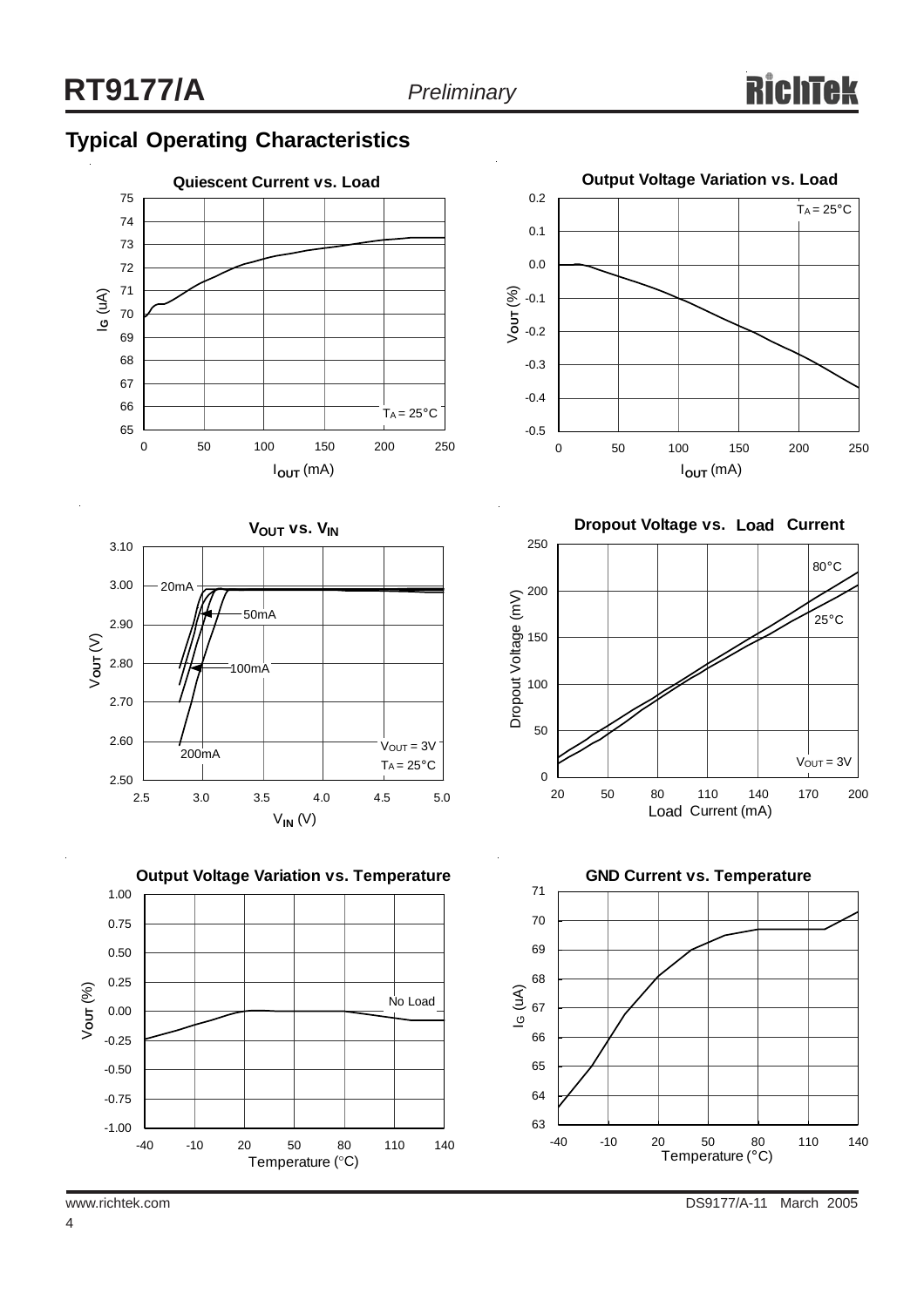## Typical Operating Characteristics

**Quiescent Current vs. Load**

$I_G$ (uA) vs. $I_{OUT}$ (mA); $T_A = 25°C$

**Output Voltage Variation vs. Load**

$V_{OUT}$ (%) vs. $I_{OUT}$ (mA); $T_A = 25°C$

**$V_{OUT}$ vs. $V_{IN}$**

$V_{OUT}$ (V) vs. $V_{IN}$ (V); 20mA, 50mA, 100mA, 200mA; $V_{OUT} = 3V$, $T_A = 25°C$

**Dropout Voltage vs. Load Current**

Dropout Voltage (mV) vs. Load Current (mA); 80°C, 25°C; $V_{OUT} = 3V$

**Output Voltage Variation vs. Temperature**

$V_{OUT}$ (%) vs. Temperature (°C); No Load

**GND Current vs. Temperature**

$I_G$ (uA) vs. Temperature (°C)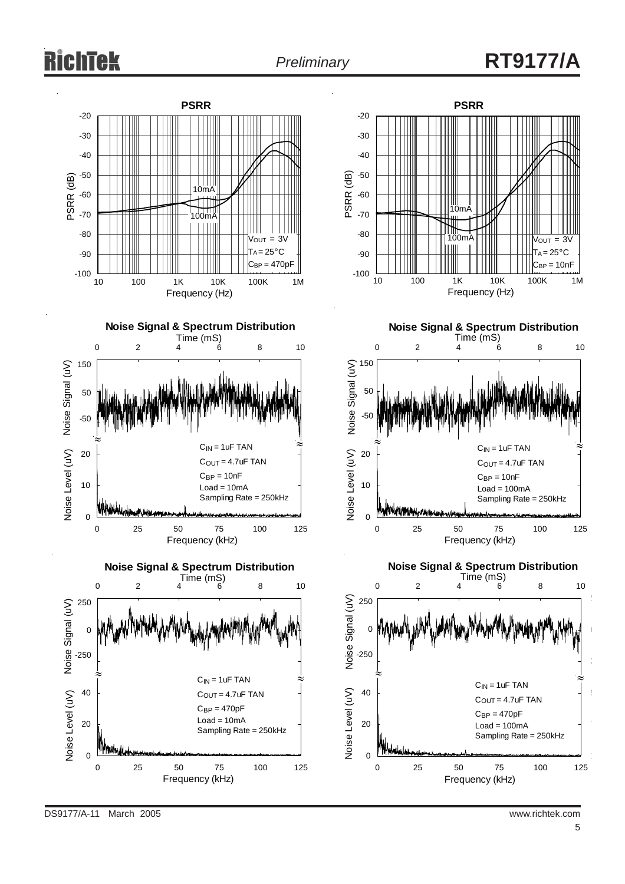**PSRR**

PSRR (dB) vs Frequency (Hz)

10mA

100mA

$V_{OUT}$ = 3V
$T_A$ = 25°C
$C_{BP}$ = 470pF

**PSRR**

PSRR (dB) vs Frequency (Hz)

10mA

100mA

$V_{OUT}$ = 3V
$T_A$ = 25°C
$C_{BP}$ = 10nF

**Noise Signal & Spectrum Distribution**

Time (mS)

Noise Signal (uV)

Noise Level (uV)

$C_{IN}$ = 1uF TAN
$C_{OUT}$ = 4.7uF TAN
$C_{BP}$ = 10nF
Load = 10mA
Sampling Rate = 250kHz

Frequency (kHz)

**Noise Signal & Spectrum Distribution**

Time (mS)

Noise Signal (uV)

Noise Level (uV)

$C_{IN}$ = 1uF TAN
$C_{OUT}$ = 4.7uF TAN
$C_{BP}$ = 10nF
Load = 100mA
Sampling Rate = 250kHz

Frequency (kHz)

**Noise Signal & Spectrum Distribution**

Time (mS)

Noise Signal (uV)

Noise Level (uV)

$C_{IN}$ = 1uF TAN
$C_{OUT}$ = 4.7uF TAN
$C_{BP}$ = 470pF
Load = 10mA
Sampling Rate = 250kHz

Frequency (kHz)

**Noise Signal & Spectrum Distribution**

Time (mS)

Noise Signal (uV)

Noise Level (uV)

$C_{IN}$ = 1uF TAN
$C_{OUT}$ = 4.7uF TAN
$C_{BP}$ = 470pF
Load = 100mA
Sampling Rate = 250kHz

Frequency (kHz)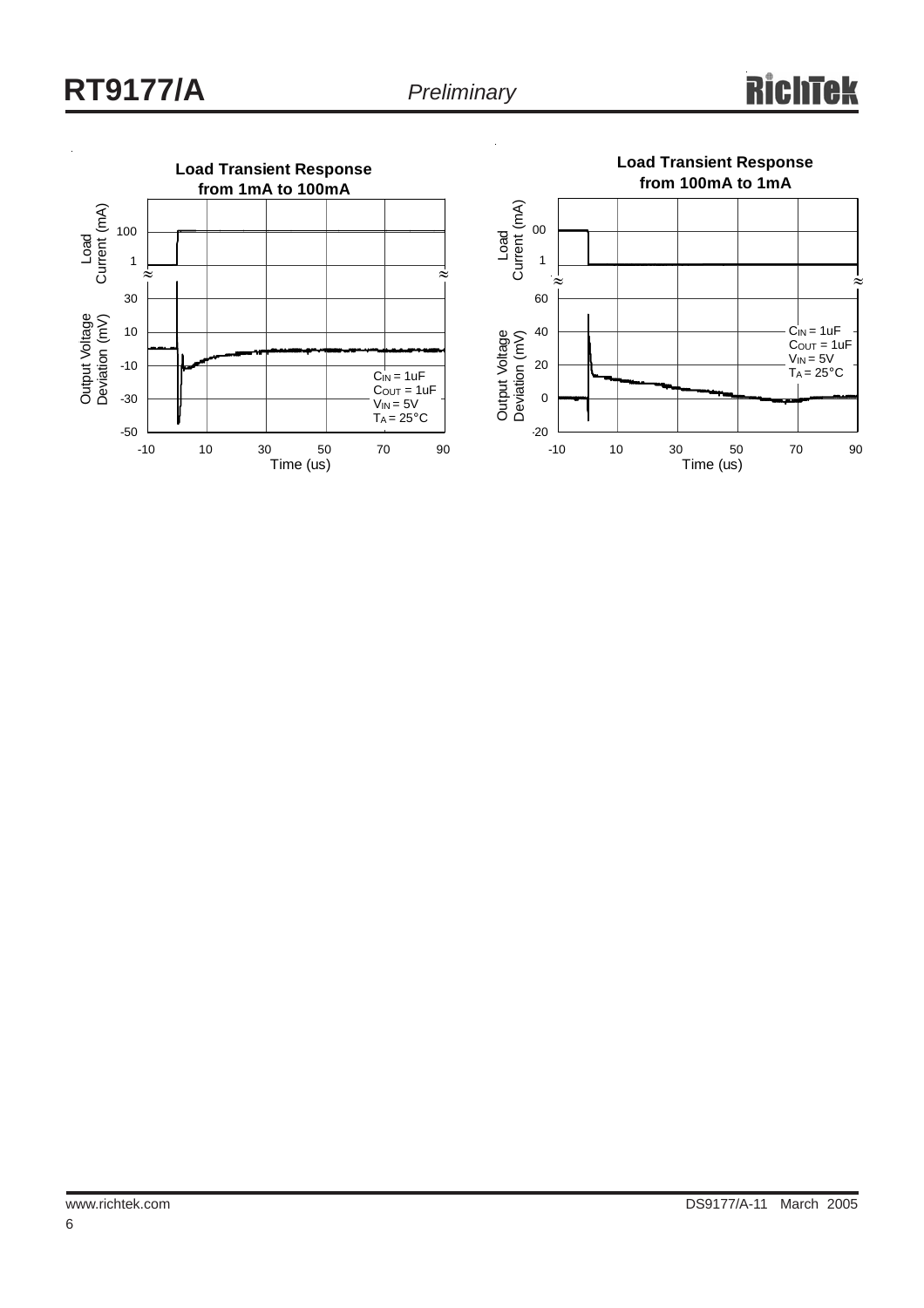**Load Transient Response from 1mA to 100mA**

Load Current (mA): 100, 1

Output Voltage Deviation (mV): 30, 10, -10, -30, -50

$C_{IN}$ = 1uF
$C_{OUT}$ = 1uF
$V_{IN}$ = 5V
$T_A$ = 25°C

Time (us): -10, 10, 30, 50, 70, 90

**Load Transient Response from 100mA to 1mA**

Load Current (mA): 00, 1

Output Voltage Deviation (mV): 60, 40, 20, 0, -20

$C_{IN}$ = 1uF
$C_{OUT}$ = 1uF
$V_{IN}$ = 5V
$T_A$ = 25°C

Time (us): -10, 10, 30, 50, 70, 90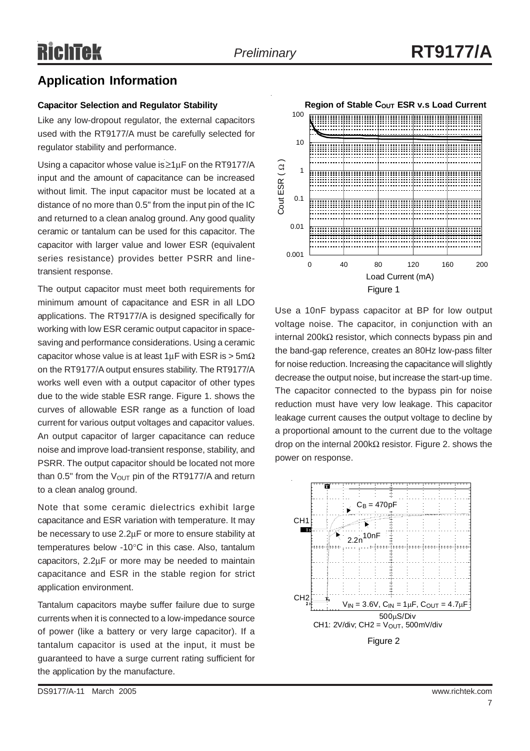## Application Information

### Capacitor Selection and Regulator Stability

Like any low-dropout regulator, the external capacitors used with the RT9177/A must be carefully selected for regulator stability and performance.

Using a capacitor whose value is ≥1μF on the RT9177/A input and the amount of capacitance can be increased without limit. The input capacitor must be located at a distance of no more than 0.5" from the input pin of the IC and returned to a clean analog ground. Any good quality ceramic or tantalum can be used for this capacitor. The capacitor with larger value and lower ESR (equivalent series resistance) provides better PSRR and line-transient response.

The output capacitor must meet both requirements for minimum amount of capacitance and ESR in all LDO applications. The RT9177/A is designed specifically for working with low ESR ceramic output capacitor in space-saving and performance considerations. Using a ceramic capacitor whose value is at least 1μF with ESR is > 5mΩ on the RT9177/A output ensures stability. The RT9177/A works well even with a output capacitor of other types due to the wide stable ESR range. Figure 1. shows the curves of allowable ESR range as a function of load current for various output voltages and capacitor values. An output capacitor of larger capacitance can reduce noise and improve load-transient response, stability, and PSRR. The output capacitor should be located not more than 0.5" from the $V_{OUT}$ pin of the RT9177/A and return to a clean analog ground.

Note that some ceramic dielectrics exhibit large capacitance and ESR variation with temperature. It may be necessary to use 2.2μF or more to ensure stability at temperatures below -10°C in this case. Also, tantalum capacitors, 2.2μF or more may be needed to maintain capacitance and ESR in the stable region for strict application environment.

Tantalum capacitors maybe suffer failure due to surge currents when it is connected to a low-impedance source of power (like a battery or very large capacitor). If a tantalum capacitor is used at the input, it must be guaranteed to have a surge current rating sufficient for the application by the manufacture.

**Region of Stable $C_{OUT}$ ESR v.s Load Current**

Figure 1

Use a 10nF bypass capacitor at BP for low output voltage noise. The capacitor, in conjunction with an internal 200kΩ resistor, which connects bypass pin and the band-gap reference, creates an 80Hz low-pass filter for noise reduction. Increasing the capacitance will slightly decrease the output noise, but increase the start-up time. The capacitor connected to the bypass pin for noise reduction must have very low leakage. This capacitor leakage current causes the output voltage to decline by a proportional amount to the current due to the voltage drop on the internal 200kΩ resistor. Figure 2. shows the power on response.

$V_{IN}$ = 3.6V, $C_{IN}$ = 1μF, $C_{OUT}$ = 4.7μF

500μS/Div

CH1: 2V/div; CH2 = $V_{OUT}$, 500mV/div

Figure 2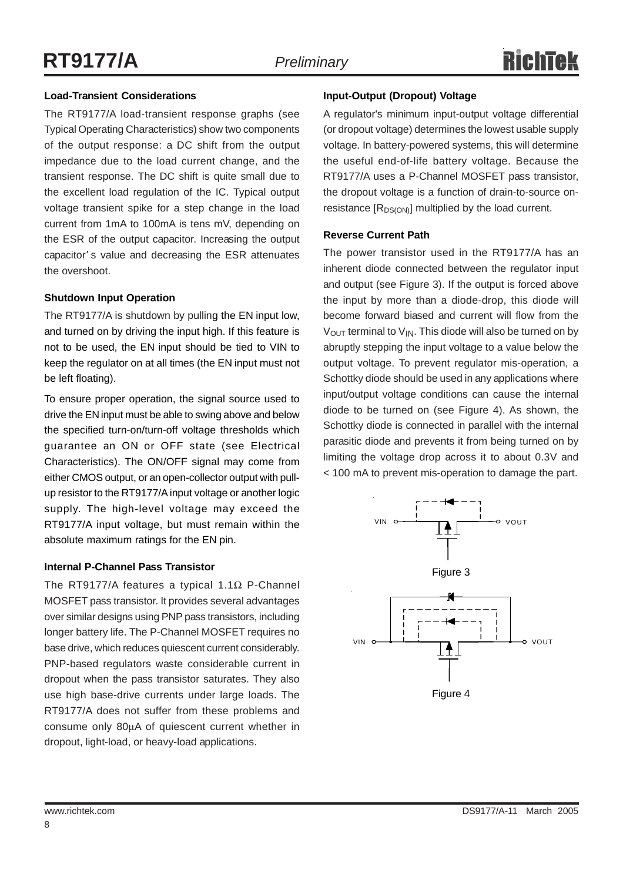### Load-Transient Considerations

The RT9177/A load-transient response graphs (see Typical Operating Characteristics) show two components of the output response: a DC shift from the output impedance due to the load current change, and the transient response. The DC shift is quite small due to the excellent load regulation of the IC. Typical output voltage transient spike for a step change in the load current from 1mA to 100mA is tens mV, depending on the ESR of the output capacitor. Increasing the output capacitor's value and decreasing the ESR attenuates the overshoot.

### Shutdown Input Operation

The RT9177/A is shutdown by pulling the EN input low, and turned on by driving the input high. If this feature is not to be used, the EN input should be tied to VIN to keep the regulator on at all times (the EN input must not be left floating).

To ensure proper operation, the signal source used to drive the EN input must be able to swing above and below the specified turn-on/turn-off voltage thresholds which guarantee an ON or OFF state (see Electrical Characteristics). The ON/OFF signal may come from either CMOS output, or an open-collector output with pull-up resistor to the RT9177/A input voltage or another logic supply. The high-level voltage may exceed the RT9177/A input voltage, but must remain within the absolute maximum ratings for the EN pin.

### Internal P-Channel Pass Transistor

The RT9177/A features a typical 1.1Ω P-Channel MOSFET pass transistor. It provides several advantages over similar designs using PNP pass transistors, including longer battery life. The P-Channel MOSFET requires no base drive, which reduces quiescent current considerably. PNP-based regulators waste considerable current in dropout when the pass transistor saturates. They also use high base-drive currents under large loads. The RT9177/A does not suffer from these problems and consume only 80μA of quiescent current whether in dropout, light-load, or heavy-load applications.

### Input-Output (Dropout) Voltage

A regulator's minimum input-output voltage differential (or dropout voltage) determines the lowest usable supply voltage. In battery-powered systems, this will determine the useful end-of-life battery voltage. Because the RT9177/A uses a P-Channel MOSFET pass transistor, the dropout voltage is a function of drain-to-source on-resistance [$R_{DS(ON)}$] multiplied by the load current.

### Reverse Current Path

The power transistor used in the RT9177/A has an inherent diode connected between the regulator input and output (see Figure 3). If the output is forced above the input by more than a diode-drop, this diode will become forward biased and current will flow from the $V_{OUT}$ terminal to $V_{IN}$. This diode will also be turned on by abruptly stepping the input voltage to a value below the output voltage. To prevent regulator mis-operation, a Schottky diode should be used in any applications where input/output voltage conditions can cause the internal diode to be turned on (see Figure 4). As shown, the Schottky diode is connected in parallel with the internal parasitic diode and prevents it from being turned on by limiting the voltage drop across it to about 0.3V and < 100 mA to prevent mis-operation to damage the part.

Figure 3

Figure 4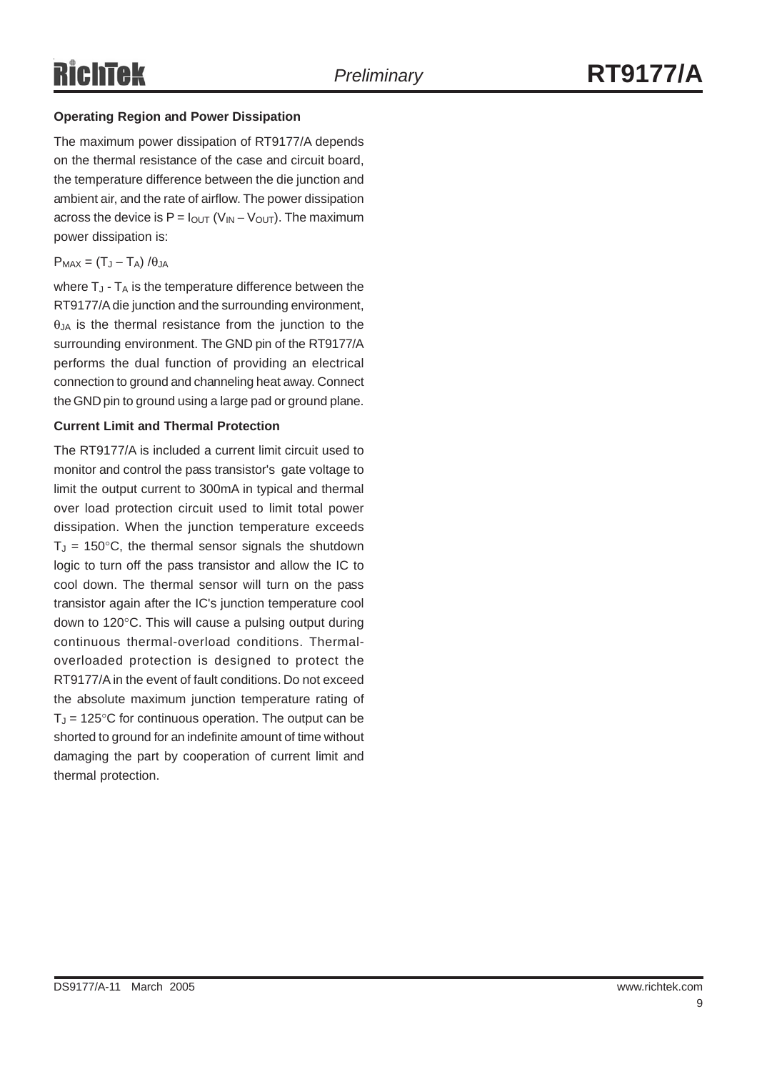**Operating Region and Power Dissipation**

The maximum power dissipation of RT9177/A depends on the thermal resistance of the case and circuit board, the temperature difference between the die junction and ambient air, and the rate of airflow. The power dissipation across the device is $P = I_{OUT} (V_{IN} - V_{OUT})$. The maximum power dissipation is:

$P_{MAX} = (T_J - T_A) / \theta_{JA}$

where $T_J$ - $T_A$ is the temperature difference between the RT9177/A die junction and the surrounding environment, $\theta_{JA}$ is the thermal resistance from the junction to the surrounding environment. The GND pin of the RT9177/A performs the dual function of providing an electrical connection to ground and channeling heat away. Connect the GND pin to ground using a large pad or ground plane.

**Current Limit and Thermal Protection**

The RT9177/A is included a current limit circuit used to monitor and control the pass transistor's gate voltage to limit the output current to 300mA in typical and thermal over load protection circuit used to limit total power dissipation. When the junction temperature exceeds $T_J = 150°C$, the thermal sensor signals the shutdown logic to turn off the pass transistor and allow the IC to cool down. The thermal sensor will turn on the pass transistor again after the IC's junction temperature cool down to 120°C. This will cause a pulsing output during continuous thermal-overload conditions. Thermal-overloaded protection is designed to protect the RT9177/A in the event of fault conditions. Do not exceed the absolute maximum junction temperature rating of $T_J = 125°C$ for continuous operation. The output can be shorted to ground for an indefinite amount of time without damaging the part by cooperation of current limit and thermal protection.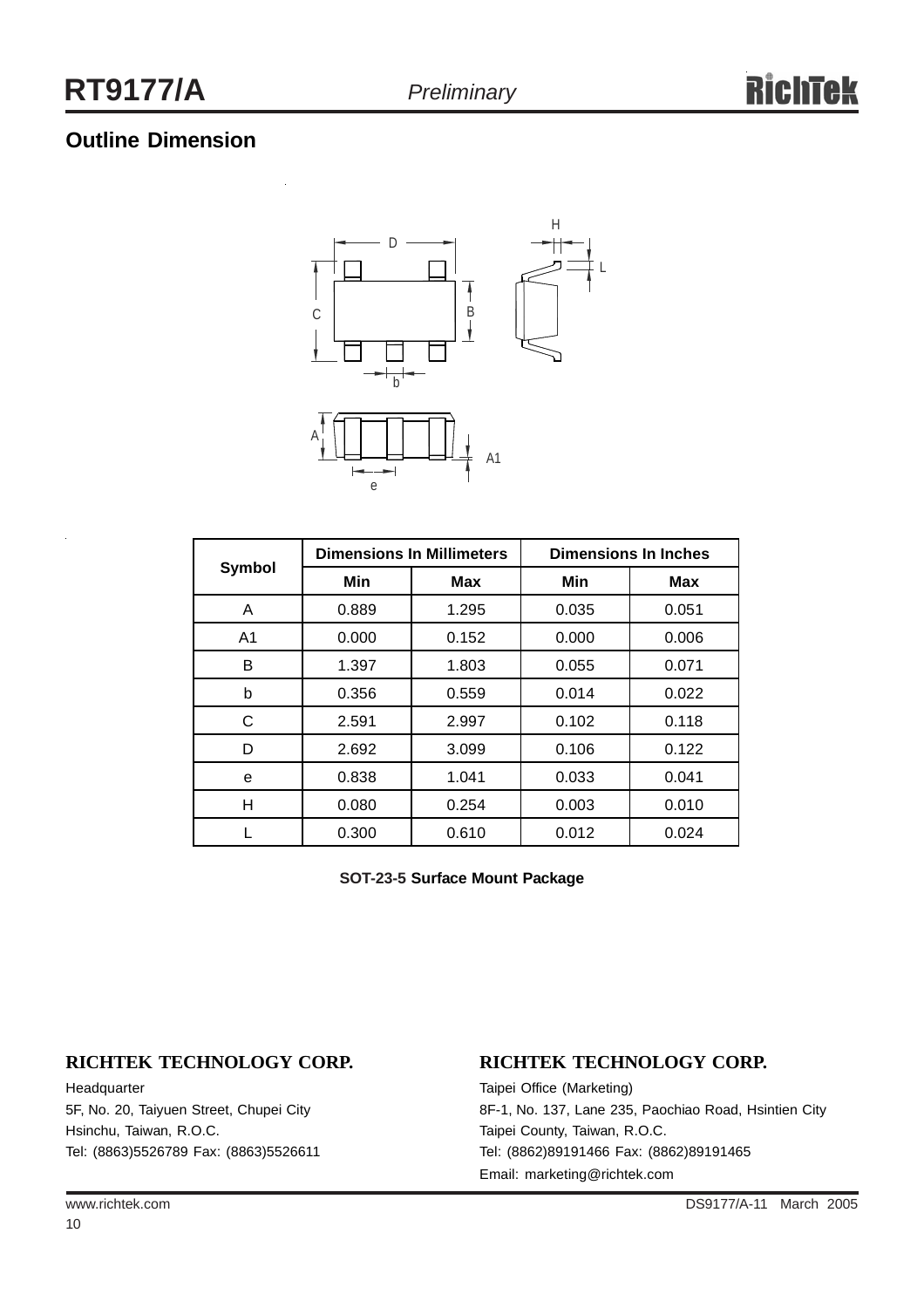## Outline Dimension

H

D

L

C

B

b

A

A1

e

| Symbol | Dimensions In Millimeters | | Dimensions In Inches | |
|---|---|---|---|---|
| | Min | Max | Min | Max |
| A | 0.889 | 1.295 | 0.035 | 0.051 |
| A1 | 0.000 | 0.152 | 0.000 | 0.006 |
| B | 1.397 | 1.803 | 0.055 | 0.071 |
| b | 0.356 | 0.559 | 0.014 | 0.022 |
| C | 2.591 | 2.997 | 0.102 | 0.118 |
| D | 2.692 | 3.099 | 0.106 | 0.122 |
| e | 0.838 | 1.041 | 0.033 | 0.041 |
| H | 0.080 | 0.254 | 0.003 | 0.010 |
| L | 0.300 | 0.610 | 0.012 | 0.024 |

**SOT-23-5 Surface Mount Package**

**RICHTEK TECHNOLOGY CORP.**

Headquarter
5F, No. 20, Taiyuen Street, Chupei City
Hsinchu, Taiwan, R.O.C.
Tel: (8863)5526789 Fax: (8863)5526611

**RICHTEK TECHNOLOGY CORP.**

Taipei Office (Marketing)
8F-1, No. 137, Lane 235, Paochiao Road, Hsintien City
Taipei County, Taiwan, R.O.C.
Tel: (8862)89191466 Fax: (8862)89191465
Email: marketing@richtek.com